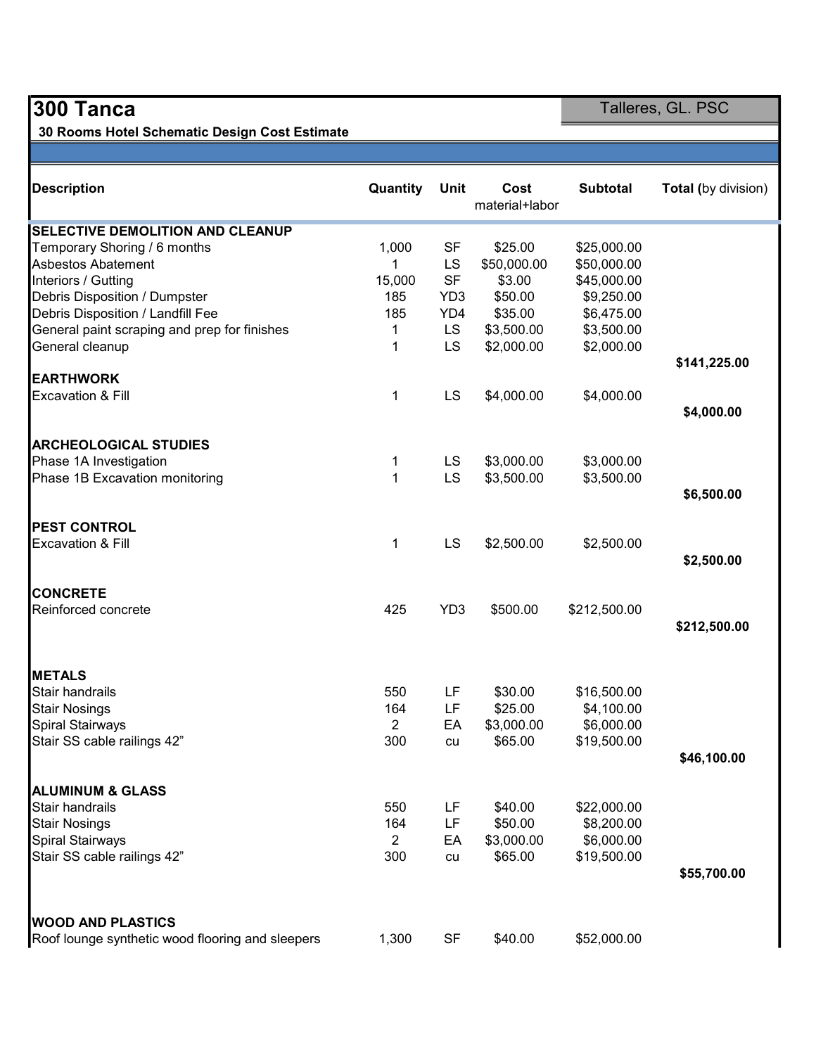# 300 Tanca

Talleres, GL. PSC

**30 Rooms Hotel Schematic Design Cost Estimate**

| Description | Quantity | Unit | Cost material+labor | Subtotal | Total (by division) |
|---|---|---|---|---|---|
| **SELECTIVE DEMOLITION AND CLEANUP** | | | | | |
| Temporary Shoring / 6 months | 1,000 | SF | $25.00 | $25,000.00 | |
| Asbestos Abatement | 1 | LS | $50,000.00 | $50,000.00 | |
| Interiors / Gutting | 15,000 | SF | $3.00 | $45,000.00 | |
| Debris Disposition / Dumpster | 185 | YD3 | $50.00 | $9,250.00 | |
| Debris Disposition / Landfill Fee | 185 | YD4 | $35.00 | $6,475.00 | |
| General paint scraping and prep for finishes | 1 | LS | $3,500.00 | $3,500.00 | |
| General cleanup | 1 | LS | $2,000.00 | $2,000.00 | |
| | | | | | **$141,225.00** |
| **EARTHWORK** | | | | | |
| Excavation & Fill | 1 | LS | $4,000.00 | $4,000.00 | |
| | | | | | **$4,000.00** |
| **ARCHEOLOGICAL STUDIES** | | | | | |
| Phase 1A Investigation | 1 | LS | $3,000.00 | $3,000.00 | |
| Phase 1B Excavation monitoring | 1 | LS | $3,500.00 | $3,500.00 | |
| | | | | | **$6,500.00** |
| **PEST CONTROL** | | | | | |
| Excavation & Fill | 1 | LS | $2,500.00 | $2,500.00 | |
| | | | | | **$2,500.00** |
| **CONCRETE** | | | | | |
| Reinforced concrete | 425 | YD3 | $500.00 | $212,500.00 | |
| | | | | | **$212,500.00** |
| **METALS** | | | | | |
| Stair handrails | 550 | LF | $30.00 | $16,500.00 | |
| Stair Nosings | 164 | LF | $25.00 | $4,100.00 | |
| Spiral Stairways | 2 | EA | $3,000.00 | $6,000.00 | |
| Stair SS cable railings 42” | 300 | cu | $65.00 | $19,500.00 | |
| | | | | | **$46,100.00** |
| **ALUMINUM & GLASS** | | | | | |
| Stair handrails | 550 | LF | $40.00 | $22,000.00 | |
| Stair Nosings | 164 | LF | $50.00 | $8,200.00 | |
| Spiral Stairways | 2 | EA | $3,000.00 | $6,000.00 | |
| Stair SS cable railings 42” | 300 | cu | $65.00 | $19,500.00 | |
| | | | | | **$55,700.00** |
| **WOOD AND PLASTICS** | | | | | |
| Roof lounge synthetic wood flooring and sleepers | 1,300 | SF | $40.00 | $52,000.00 | |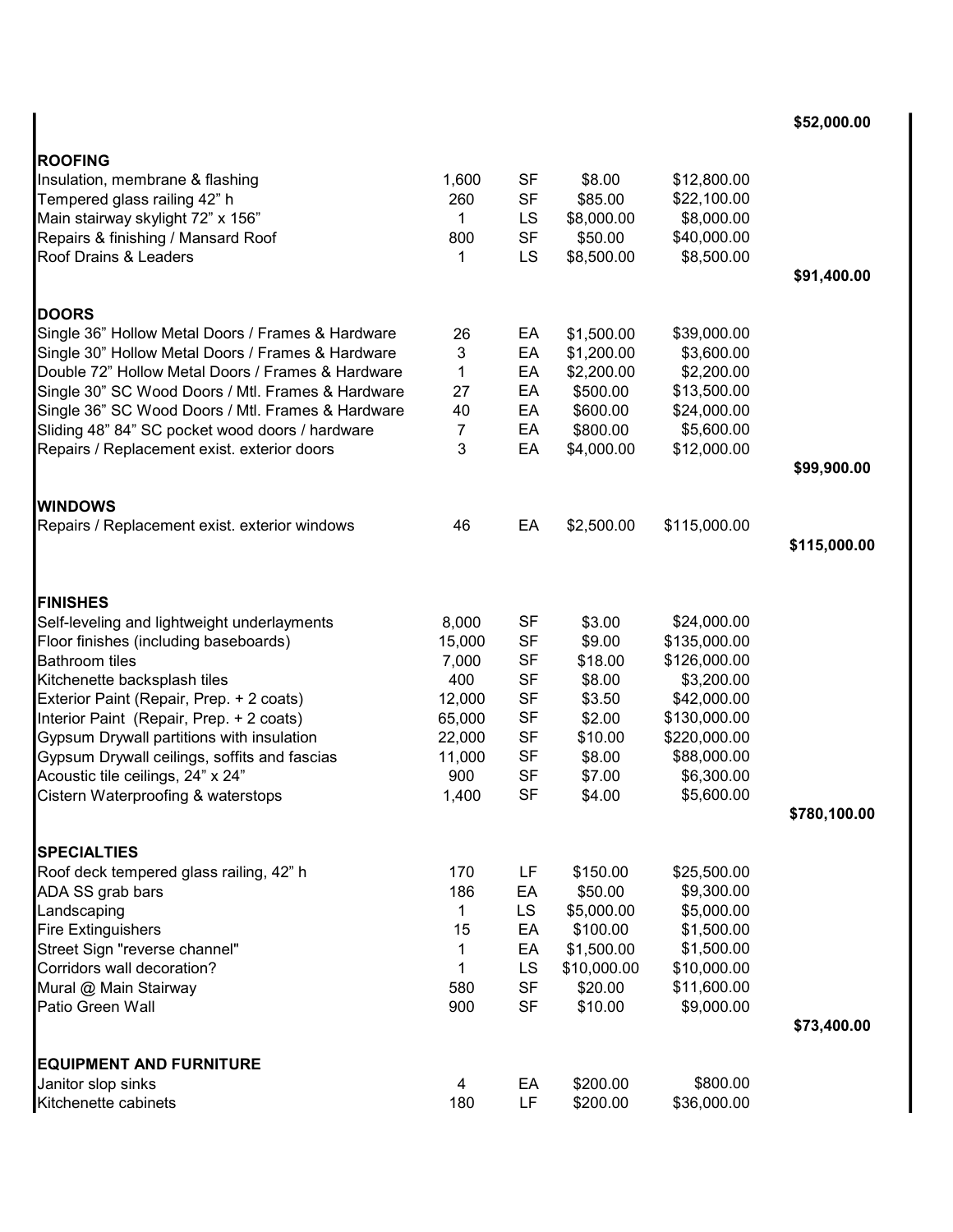| Description | Qty | Unit | Unit Cost | Cost | Total |
|---|---|---|---|---|---|
| | | | | | $52,000.00 |
| **ROOFING** | | | | | |
| Insulation, membrane & flashing | 1,600 | SF | $8.00 | $12,800.00 | |
| Tempered glass railing 42" h | 260 | SF | $85.00 | $22,100.00 | |
| Main stairway skylight 72" x 156" | 1 | LS | $8,000.00 | $8,000.00 | |
| Repairs & finishing / Mansard Roof | 800 | SF | $50.00 | $40,000.00 | |
| Roof Drains & Leaders | 1 | LS | $8,500.00 | $8,500.00 | |
| | | | | | $91,400.00 |
| **DOORS** | | | | | |
| Single 36" Hollow Metal Doors / Frames & Hardware | 26 | EA | $1,500.00 | $39,000.00 | |
| Single 30" Hollow Metal Doors / Frames & Hardware | 3 | EA | $1,200.00 | $3,600.00 | |
| Double 72" Hollow Metal Doors / Frames & Hardware | 1 | EA | $2,200.00 | $2,200.00 | |
| Single 30" SC Wood Doors / Mtl. Frames & Hardware | 27 | EA | $500.00 | $13,500.00 | |
| Single 36" SC Wood Doors / Mtl. Frames & Hardware | 40 | EA | $600.00 | $24,000.00 | |
| Sliding 48" 84" SC pocket wood doors / hardware | 7 | EA | $800.00 | $5,600.00 | |
| Repairs / Replacement exist. exterior doors | 3 | EA | $4,000.00 | $12,000.00 | |
| | | | | | $99,900.00 |
| **WINDOWS** | | | | | |
| Repairs / Replacement exist. exterior windows | 46 | EA | $2,500.00 | $115,000.00 | |
| | | | | | $115,000.00 |
| **FINISHES** | | | | | |
| Self-leveling and lightweight underlayments | 8,000 | SF | $3.00 | $24,000.00 | |
| Floor finishes (including baseboards) | 15,000 | SF | $9.00 | $135,000.00 | |
| Bathroom tiles | 7,000 | SF | $18.00 | $126,000.00 | |
| Kitchenette backsplash tiles | 400 | SF | $8.00 | $3,200.00 | |
| Exterior Paint (Repair, Prep. + 2 coats) | 12,000 | SF | $3.50 | $42,000.00 | |
| Interior Paint (Repair, Prep. + 2 coats) | 65,000 | SF | $2.00 | $130,000.00 | |
| Gypsum Drywall partitions with insulation | 22,000 | SF | $10.00 | $220,000.00 | |
| Gypsum Drywall ceilings, soffits and fascias | 11,000 | SF | $8.00 | $88,000.00 | |
| Acoustic tile ceilings, 24" x 24" | 900 | SF | $7.00 | $6,300.00 | |
| Cistern Waterproofing & waterstops | 1,400 | SF | $4.00 | $5,600.00 | |
| | | | | | $780,100.00 |
| **SPECIALTIES** | | | | | |
| Roof deck tempered glass railing, 42" h | 170 | LF | $150.00 | $25,500.00 | |
| ADA SS grab bars | 186 | EA | $50.00 | $9,300.00 | |
| Landscaping | 1 | LS | $5,000.00 | $5,000.00 | |
| Fire Extinguishers | 15 | EA | $100.00 | $1,500.00 | |
| Street Sign "reverse channel" | 1 | EA | $1,500.00 | $1,500.00 | |
| Corridors wall decoration? | 1 | LS | $10,000.00 | $10,000.00 | |
| Mural @ Main Stairway | 580 | SF | $20.00 | $11,600.00 | |
| Patio Green Wall | 900 | SF | $10.00 | $9,000.00 | |
| | | | | | $73,400.00 |
| **EQUIPMENT AND FURNITURE** | | | | | |
| Janitor slop sinks | 4 | EA | $200.00 | $800.00 | |
| Kitchenette cabinets | 180 | LF | $200.00 | $36,000.00 | |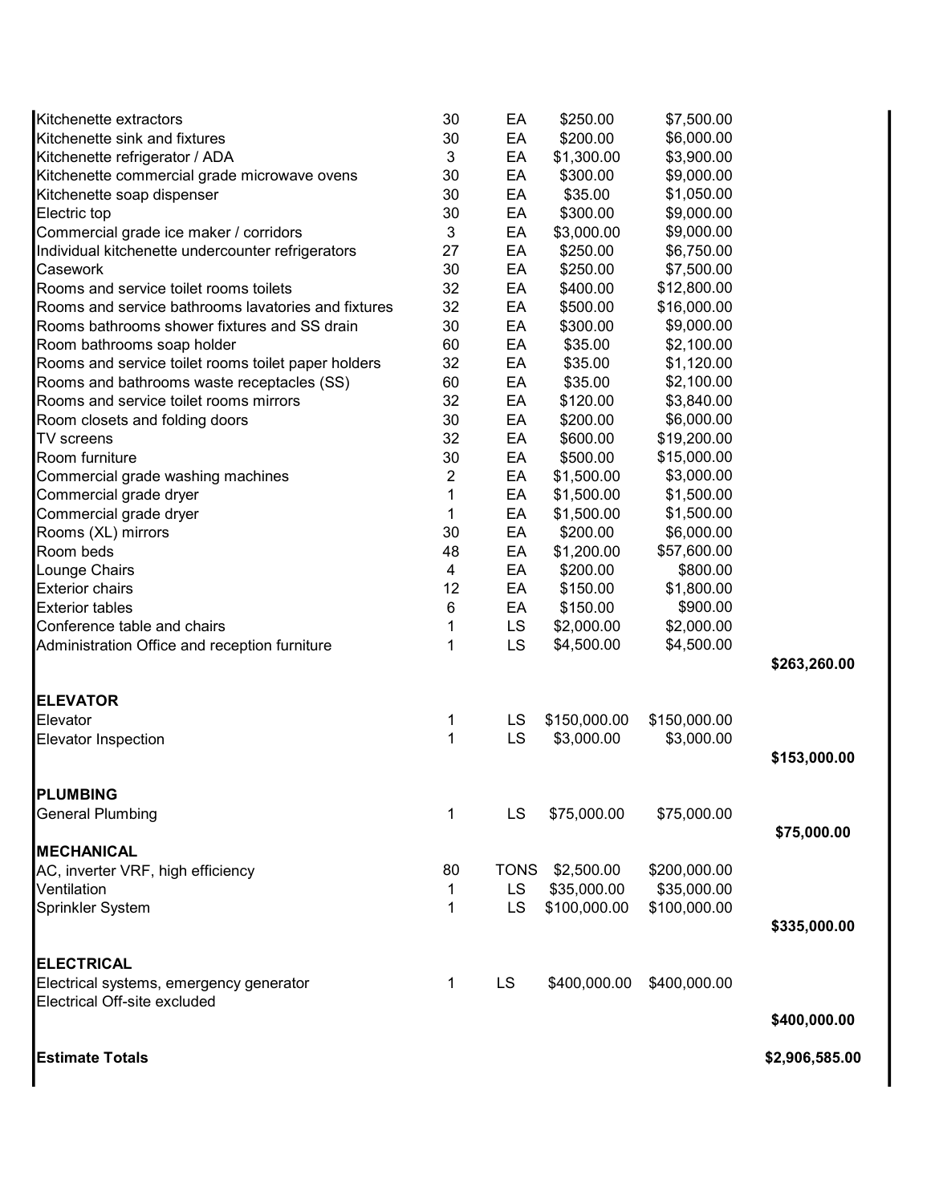| Description | Qty | Unit | Unit Cost | Total | Section Total |
|---|---|---|---|---|---|
| Kitchenette extractors | 30 | EA | $250.00 | $7,500.00 | |
| Kitchenette sink and fixtures | 30 | EA | $200.00 | $6,000.00 | |
| Kitchenette refrigerator / ADA | 3 | EA | $1,300.00 | $3,900.00 | |
| Kitchenette commercial grade microwave ovens | 30 | EA | $300.00 | $9,000.00 | |
| Kitchenette soap dispenser | 30 | EA | $35.00 | $1,050.00 | |
| Electric top | 30 | EA | $300.00 | $9,000.00 | |
| Commercial grade ice maker / corridors | 3 | EA | $3,000.00 | $9,000.00 | |
| Individual kitchenette undercounter refrigerators | 27 | EA | $250.00 | $6,750.00 | |
| Casework | 30 | EA | $250.00 | $7,500.00 | |
| Rooms and service toilet rooms toilets | 32 | EA | $400.00 | $12,800.00 | |
| Rooms and service bathrooms lavatories and fixtures | 32 | EA | $500.00 | $16,000.00 | |
| Rooms bathrooms shower fixtures and SS drain | 30 | EA | $300.00 | $9,000.00 | |
| Room bathrooms soap holder | 60 | EA | $35.00 | $2,100.00 | |
| Rooms and service toilet rooms toilet paper holders | 32 | EA | $35.00 | $1,120.00 | |
| Rooms and bathrooms waste receptacles (SS) | 60 | EA | $35.00 | $2,100.00 | |
| Rooms and service toilet rooms mirrors | 32 | EA | $120.00 | $3,840.00 | |
| Room closets and folding doors | 30 | EA | $200.00 | $6,000.00 | |
| TV screens | 32 | EA | $600.00 | $19,200.00 | |
| Room furniture | 30 | EA | $500.00 | $15,000.00 | |
| Commercial grade washing machines | 2 | EA | $1,500.00 | $3,000.00 | |
| Commercial grade dryer | 1 | EA | $1,500.00 | $1,500.00 | |
| Commercial grade dryer | 1 | EA | $1,500.00 | $1,500.00 | |
| Rooms (XL) mirrors | 30 | EA | $200.00 | $6,000.00 | |
| Room beds | 48 | EA | $1,200.00 | $57,600.00 | |
| Lounge Chairs | 4 | EA | $200.00 | $800.00 | |
| Exterior chairs | 12 | EA | $150.00 | $1,800.00 | |
| Exterior tables | 6 | EA | $150.00 | $900.00 | |
| Conference table and chairs | 1 | LS | $2,000.00 | $2,000.00 | |
| Administration Office and reception furniture | 1 | LS | $4,500.00 | $4,500.00 | |
| | | | | | **$263,260.00** |
| **ELEVATOR** | | | | | |
| Elevator | 1 | LS | $150,000.00 | $150,000.00 | |
| Elevator Inspection | 1 | LS | $3,000.00 | $3,000.00 | |
| | | | | | **$153,000.00** |
| **PLUMBING** | | | | | |
| General Plumbing | 1 | LS | $75,000.00 | $75,000.00 | |
| | | | | | **$75,000.00** |
| **MECHANICAL** | | | | | |
| AC, inverter VRF, high efficiency | 80 | TONS | $2,500.00 | $200,000.00 | |
| Ventilation | 1 | LS | $35,000.00 | $35,000.00 | |
| Sprinkler System | 1 | LS | $100,000.00 | $100,000.00 | |
| | | | | | **$335,000.00** |
| **ELECTRICAL** | | | | | |
| Electrical systems, emergency generator | 1 | LS | $400,000.00 | $400,000.00 | |
| Electrical Off-site excluded | | | | | |
| | | | | | **$400,000.00** |
| **Estimate Totals** | | | | | **$2,906,585.00** |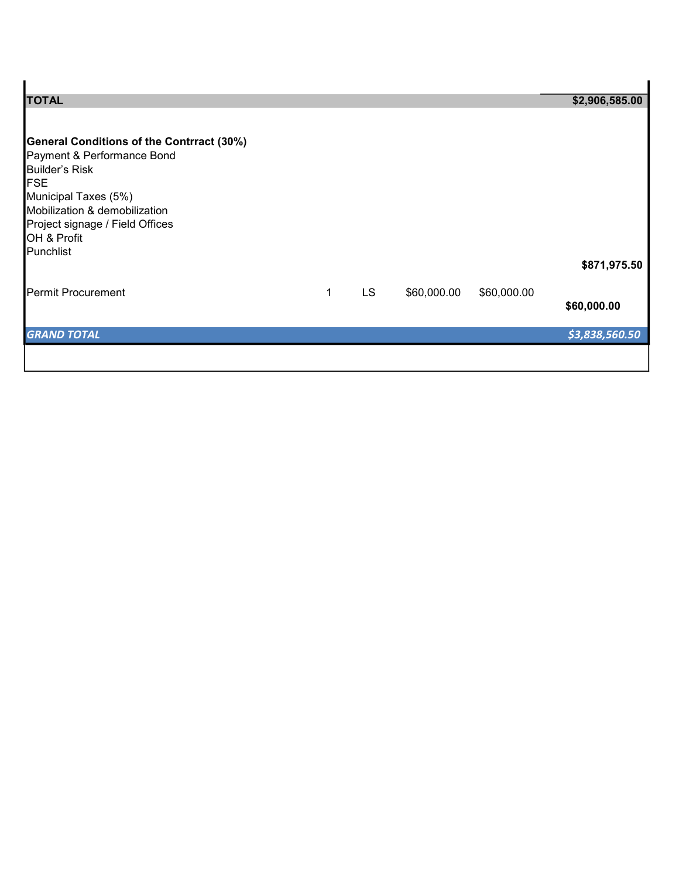| | | | | | |
|---|---|---|---|---|---|
| **TOTAL** | | | | | **$2,906,585.00** |
| | | | | | |
| **General Conditions of the Contrract (30%)**<br>Payment & Performance Bond<br>Builder's Risk<br>FSE<br>Municipal Taxes (5%)<br>Mobilization & demobilization<br>Project signage / Field Offices<br>OH & Profit<br>Punchlist | | | | | **$871,975.50** |
| Permit Procurement | 1 | LS | $60,000.00 | $60,000.00 | **$60,000.00** |
| ***GRAND TOTAL*** | | | | | ***$3,838,560.50*** |